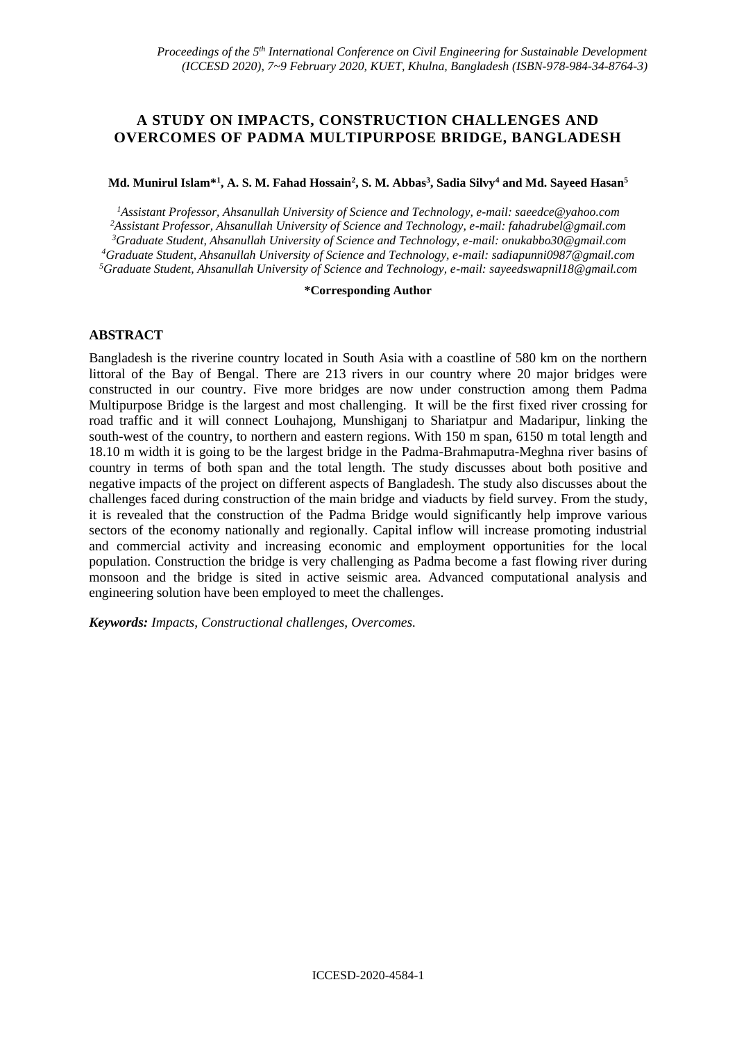# A STUDY ON IMPACTS, CONSTRUCTION CHALLENGES AND OVERCOMES OF PADMA MULTIPURPOSE BRIDGE, BANGLADESH

**Md. Munirul Islam*[1], A. S. M. Fahad Hossain[2], S. M. Abbas[3], Sadia Silvy[4] and Md. Sayeed Hasan[5]**

*[1]Assistant Professor, Ahsanullah University of Science and Technology, e-mail: saeedce@yahoo.com*
*[2]Assistant Professor, Ahsanullah University of Science and Technology, e-mail: fahadrubel@gmail.com*
*[3]Graduate Student, Ahsanullah University of Science and Technology, e-mail: onukabbo30@gmail.com*
*[4]Graduate Student, Ahsanullah University of Science and Technology, e-mail: sadiapunni0987@gmail.com*
*[5]Graduate Student, Ahsanullah University of Science and Technology, e-mail: sayeedswapnil18@gmail.com*

**\*Corresponding Author**

## ABSTRACT

Bangladesh is the riverine country located in South Asia with a coastline of 580 km on the northern littoral of the Bay of Bengal. There are 213 rivers in our country where 20 major bridges were constructed in our country. Five more bridges are now under construction among them Padma Multipurpose Bridge is the largest and most challenging. It will be the first fixed river crossing for road traffic and it will connect Louhajong, Munshiganj to Shariatpur and Madaripur, linking the south-west of the country, to northern and eastern regions. With 150 m span, 6150 m total length and 18.10 m width it is going to be the largest bridge in the Padma-Brahmaputra-Meghna river basins of country in terms of both span and the total length. The study discusses about both positive and negative impacts of the project on different aspects of Bangladesh. The study also discusses about the challenges faced during construction of the main bridge and viaducts by field survey. From the study, it is revealed that the construction of the Padma Bridge would significantly help improve various sectors of the economy nationally and regionally. Capital inflow will increase promoting industrial and commercial activity and increasing economic and employment opportunities for the local population. Construction the bridge is very challenging as Padma become a fast flowing river during monsoon and the bridge is sited in active seismic area. Advanced computational analysis and engineering solution have been employed to meet the challenges.

***Keywords:*** *Impacts, Constructional challenges, Overcomes.*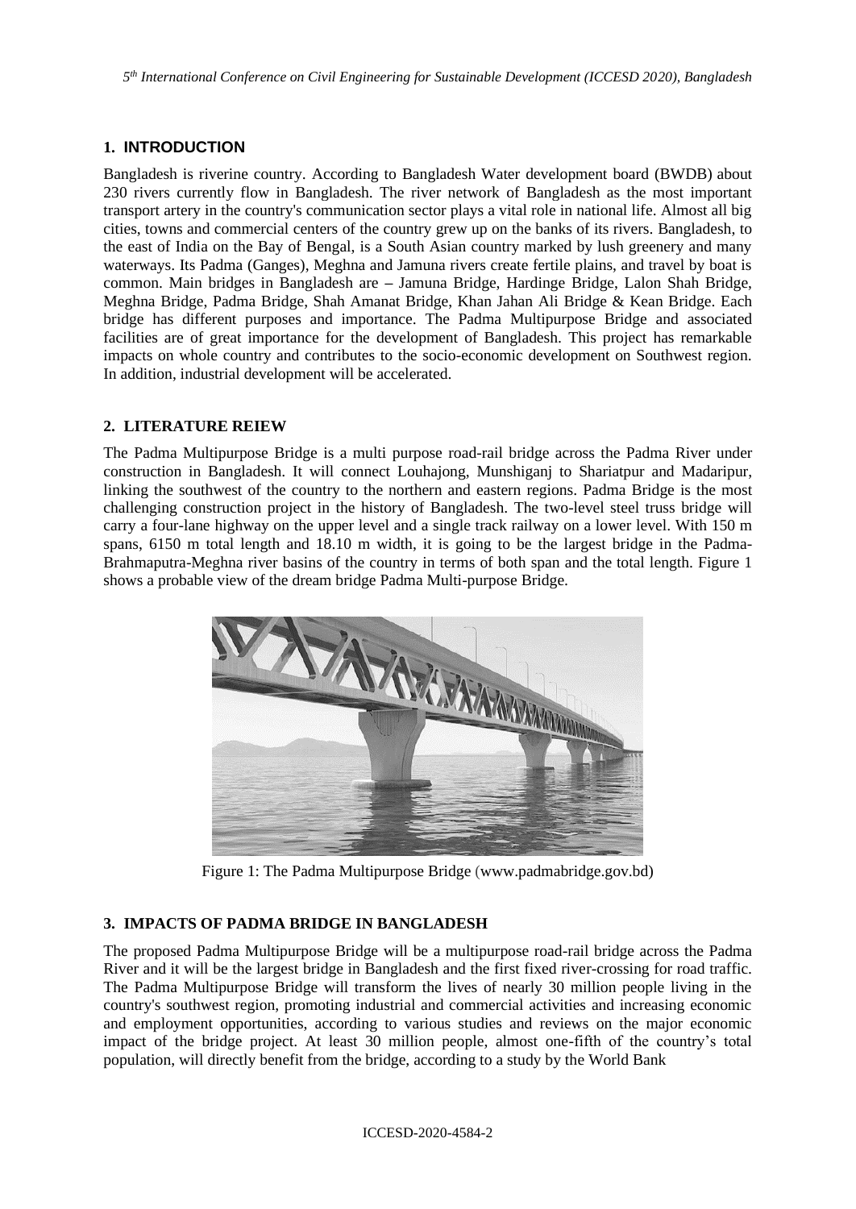## 1. INTRODUCTION

Bangladesh is riverine country. According to Bangladesh Water development board (BWDB) about 230 rivers currently flow in Bangladesh. The river network of Bangladesh as the most important transport artery in the country's communication sector plays a vital role in national life. Almost all big cities, towns and commercial centers of the country grew up on the banks of its rivers. Bangladesh, to the east of India on the Bay of Bengal, is a South Asian country marked by lush greenery and many waterways. Its Padma (Ganges), Meghna and Jamuna rivers create fertile plains, and travel by boat is common. Main bridges in Bangladesh are – Jamuna Bridge, Hardinge Bridge, Lalon Shah Bridge, Meghna Bridge, Padma Bridge, Shah Amanat Bridge, Khan Jahan Ali Bridge & Kean Bridge. Each bridge has different purposes and importance. The Padma Multipurpose Bridge and associated facilities are of great importance for the development of Bangladesh. This project has remarkable impacts on whole country and contributes to the socio-economic development on Southwest region. In addition, industrial development will be accelerated.

## 2. LITERATURE REIEW

The Padma Multipurpose Bridge is a multi purpose road-rail bridge across the Padma River under construction in Bangladesh. It will connect Louhajong, Munshiganj to Shariatpur and Madaripur, linking the southwest of the country to the northern and eastern regions. Padma Bridge is the most challenging construction project in the history of Bangladesh. The two-level steel truss bridge will carry a four-lane highway on the upper level and a single track railway on a lower level. With 150 m spans, 6150 m total length and 18.10 m width, it is going to be the largest bridge in the Padma-Brahmaputra-Meghna river basins of the country in terms of both span and the total length. Figure 1 shows a probable view of the dream bridge Padma Multi-purpose Bridge.

Figure 1: The Padma Multipurpose Bridge (www.padmabridge.gov.bd)

## 3. IMPACTS OF PADMA BRIDGE IN BANGLADESH

The proposed Padma Multipurpose Bridge will be a multipurpose road-rail bridge across the Padma River and it will be the largest bridge in Bangladesh and the first fixed river-crossing for road traffic. The Padma Multipurpose Bridge will transform the lives of nearly 30 million people living in the country's southwest region, promoting industrial and commercial activities and increasing economic and employment opportunities, according to various studies and reviews on the major economic impact of the bridge project. At least 30 million people, almost one-fifth of the country's total population, will directly benefit from the bridge, according to a study by the World Bank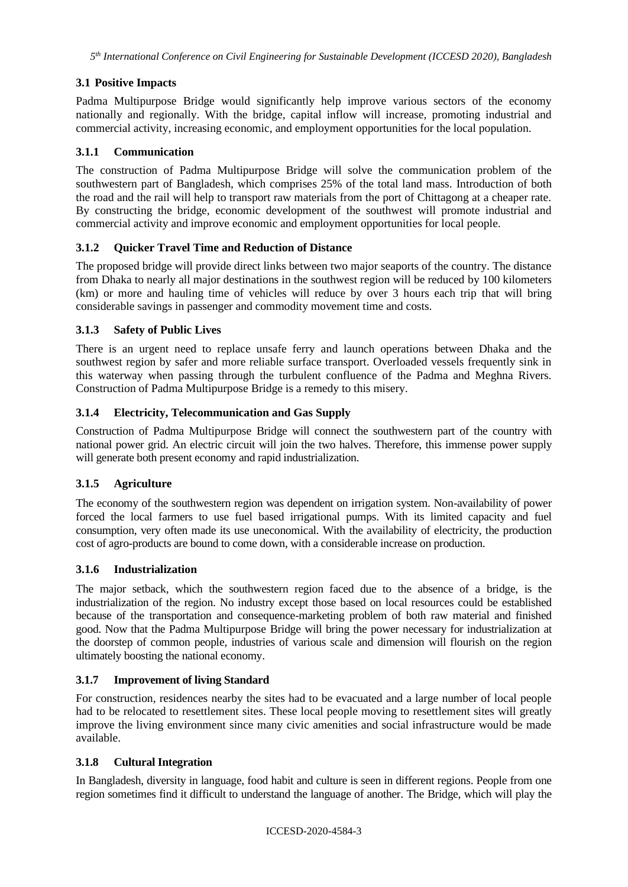### 3.1 Positive Impacts

Padma Multipurpose Bridge would significantly help improve various sectors of the economy nationally and regionally. With the bridge, capital inflow will increase, promoting industrial and commercial activity, increasing economic, and employment opportunities for the local population.

#### 3.1.1 Communication

The construction of Padma Multipurpose Bridge will solve the communication problem of the southwestern part of Bangladesh, which comprises 25% of the total land mass. Introduction of both the road and the rail will help to transport raw materials from the port of Chittagong at a cheaper rate. By constructing the bridge, economic development of the southwest will promote industrial and commercial activity and improve economic and employment opportunities for local people.

#### 3.1.2 Quicker Travel Time and Reduction of Distance

The proposed bridge will provide direct links between two major seaports of the country. The distance from Dhaka to nearly all major destinations in the southwest region will be reduced by 100 kilometers (km) or more and hauling time of vehicles will reduce by over 3 hours each trip that will bring considerable savings in passenger and commodity movement time and costs.

#### 3.1.3 Safety of Public Lives

There is an urgent need to replace unsafe ferry and launch operations between Dhaka and the southwest region by safer and more reliable surface transport. Overloaded vessels frequently sink in this waterway when passing through the turbulent confluence of the Padma and Meghna Rivers. Construction of Padma Multipurpose Bridge is a remedy to this misery.

#### 3.1.4 Electricity, Telecommunication and Gas Supply

Construction of Padma Multipurpose Bridge will connect the southwestern part of the country with national power grid. An electric circuit will join the two halves. Therefore, this immense power supply will generate both present economy and rapid industrialization.

#### 3.1.5 Agriculture

The economy of the southwestern region was dependent on irrigation system. Non-availability of power forced the local farmers to use fuel based irrigational pumps. With its limited capacity and fuel consumption, very often made its use uneconomical. With the availability of electricity, the production cost of agro-products are bound to come down, with a considerable increase on production.

#### 3.1.6 Industrialization

The major setback, which the southwestern region faced due to the absence of a bridge, is the industrialization of the region. No industry except those based on local resources could be established because of the transportation and consequence-marketing problem of both raw material and finished good. Now that the Padma Multipurpose Bridge will bring the power necessary for industrialization at the doorstep of common people, industries of various scale and dimension will flourish on the region ultimately boosting the national economy.

#### 3.1.7 Improvement of living Standard

For construction, residences nearby the sites had to be evacuated and a large number of local people had to be relocated to resettlement sites. These local people moving to resettlement sites will greatly improve the living environment since many civic amenities and social infrastructure would be made available.

#### 3.1.8 Cultural Integration

In Bangladesh, diversity in language, food habit and culture is seen in different regions. People from one region sometimes find it difficult to understand the language of another. The Bridge, which will play the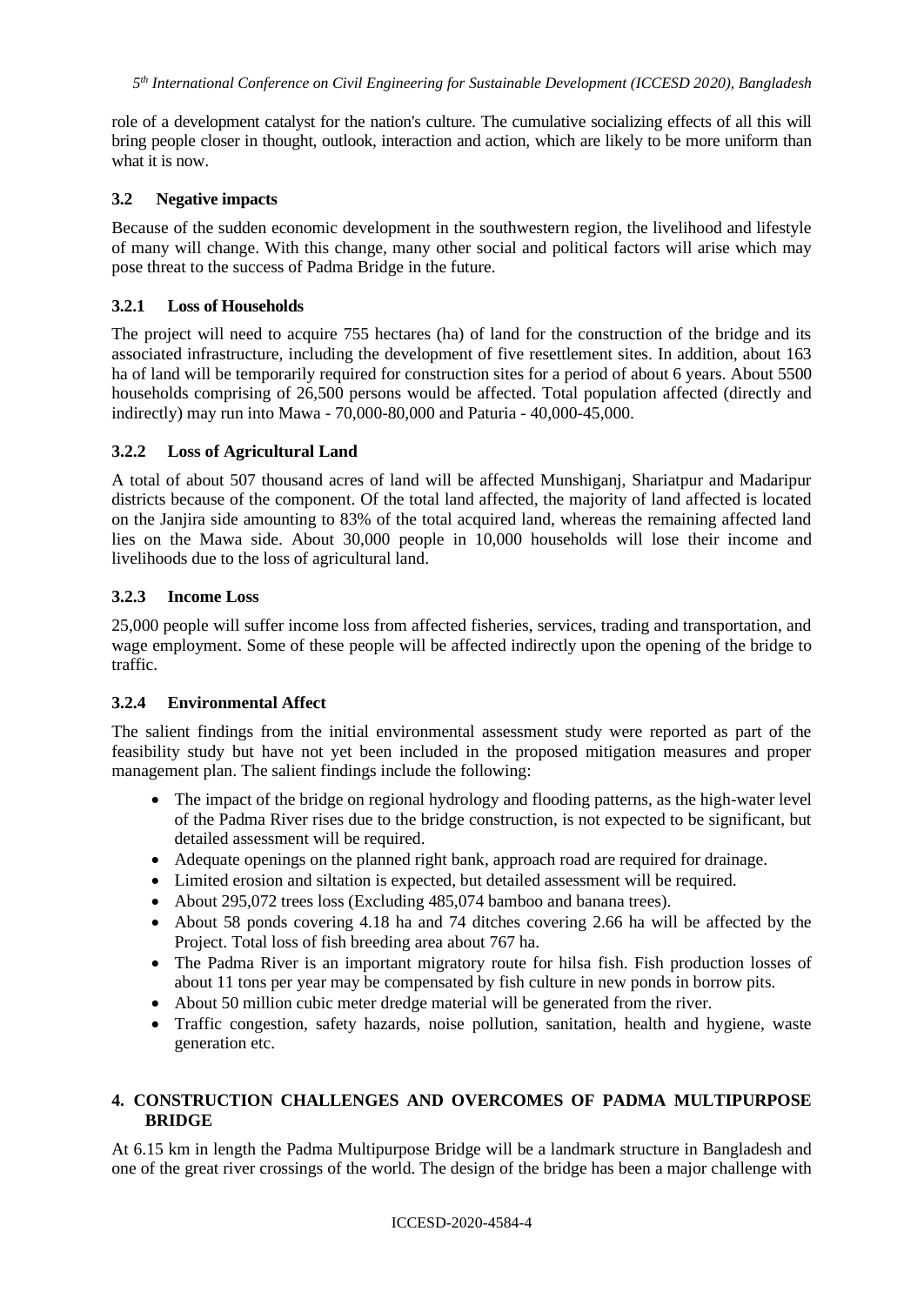role of a development catalyst for the nation's culture. The cumulative socializing effects of all this will bring people closer in thought, outlook, interaction and action, which are likely to be more uniform than what it is now.

### 3.2 Negative impacts

Because of the sudden economic development in the southwestern region, the livelihood and lifestyle of many will change. With this change, many other social and political factors will arise which may pose threat to the success of Padma Bridge in the future.

#### 3.2.1 Loss of Households

The project will need to acquire 755 hectares (ha) of land for the construction of the bridge and its associated infrastructure, including the development of five resettlement sites. In addition, about 163 ha of land will be temporarily required for construction sites for a period of about 6 years. About 5500 households comprising of 26,500 persons would be affected. Total population affected (directly and indirectly) may run into Mawa - 70,000-80,000 and Paturia - 40,000-45,000.

#### 3.2.2 Loss of Agricultural Land

A total of about 507 thousand acres of land will be affected Munshiganj, Shariatpur and Madaripur districts because of the component. Of the total land affected, the majority of land affected is located on the Janjira side amounting to 83% of the total acquired land, whereas the remaining affected land lies on the Mawa side. About 30,000 people in 10,000 households will lose their income and livelihoods due to the loss of agricultural land.

#### 3.2.3 Income Loss

25,000 people will suffer income loss from affected fisheries, services, trading and transportation, and wage employment. Some of these people will be affected indirectly upon the opening of the bridge to traffic.

#### 3.2.4 Environmental Affect

The salient findings from the initial environmental assessment study were reported as part of the feasibility study but have not yet been included in the proposed mitigation measures and proper management plan. The salient findings include the following:

- The impact of the bridge on regional hydrology and flooding patterns, as the high-water level of the Padma River rises due to the bridge construction, is not expected to be significant, but detailed assessment will be required.
- Adequate openings on the planned right bank, approach road are required for drainage.
- Limited erosion and siltation is expected, but detailed assessment will be required.
- About 295,072 trees loss (Excluding 485,074 bamboo and banana trees).
- About 58 ponds covering 4.18 ha and 74 ditches covering 2.66 ha will be affected by the Project. Total loss of fish breeding area about 767 ha.
- The Padma River is an important migratory route for hilsa fish. Fish production losses of about 11 tons per year may be compensated by fish culture in new ponds in borrow pits.
- About 50 million cubic meter dredge material will be generated from the river.
- Traffic congestion, safety hazards, noise pollution, sanitation, health and hygiene, waste generation etc.

## 4. CONSTRUCTION CHALLENGES AND OVERCOMES OF PADMA MULTIPURPOSE BRIDGE

At 6.15 km in length the Padma Multipurpose Bridge will be a landmark structure in Bangladesh and one of the great river crossings of the world. The design of the bridge has been a major challenge with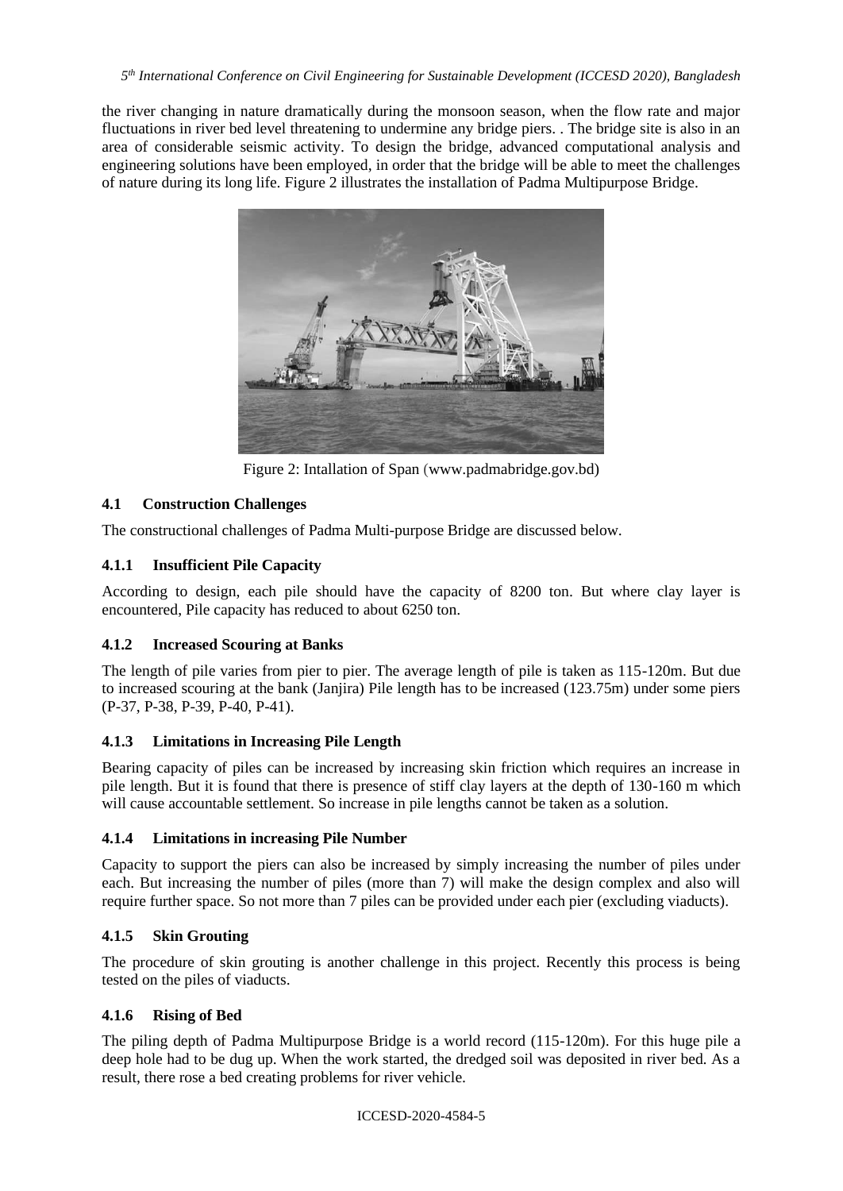the river changing in nature dramatically during the monsoon season, when the flow rate and major fluctuations in river bed level threatening to undermine any bridge piers. . The bridge site is also in an area of considerable seismic activity. To design the bridge, advanced computational analysis and engineering solutions have been employed, in order that the bridge will be able to meet the challenges of nature during its long life. Figure 2 illustrates the installation of Padma Multipurpose Bridge.

Figure 2: Intallation of Span (www.padmabridge.gov.bd)

## 4.1 Construction Challenges

The constructional challenges of Padma Multi-purpose Bridge are discussed below.

### 4.1.1 Insufficient Pile Capacity

According to design, each pile should have the capacity of 8200 ton. But where clay layer is encountered, Pile capacity has reduced to about 6250 ton.

### 4.1.2 Increased Scouring at Banks

The length of pile varies from pier to pier. The average length of pile is taken as 115-120m. But due to increased scouring at the bank (Janjira) Pile length has to be increased (123.75m) under some piers (P-37, P-38, P-39, P-40, P-41).

### 4.1.3 Limitations in Increasing Pile Length

Bearing capacity of piles can be increased by increasing skin friction which requires an increase in pile length. But it is found that there is presence of stiff clay layers at the depth of 130-160 m which will cause accountable settlement. So increase in pile lengths cannot be taken as a solution.

### 4.1.4 Limitations in increasing Pile Number

Capacity to support the piers can also be increased by simply increasing the number of piles under each. But increasing the number of piles (more than 7) will make the design complex and also will require further space. So not more than 7 piles can be provided under each pier (excluding viaducts).

### 4.1.5 Skin Grouting

The procedure of skin grouting is another challenge in this project. Recently this process is being tested on the piles of viaducts.

### 4.1.6 Rising of Bed

The piling depth of Padma Multipurpose Bridge is a world record (115-120m). For this huge pile a deep hole had to be dug up. When the work started, the dredged soil was deposited in river bed. As a result, there rose a bed creating problems for river vehicle.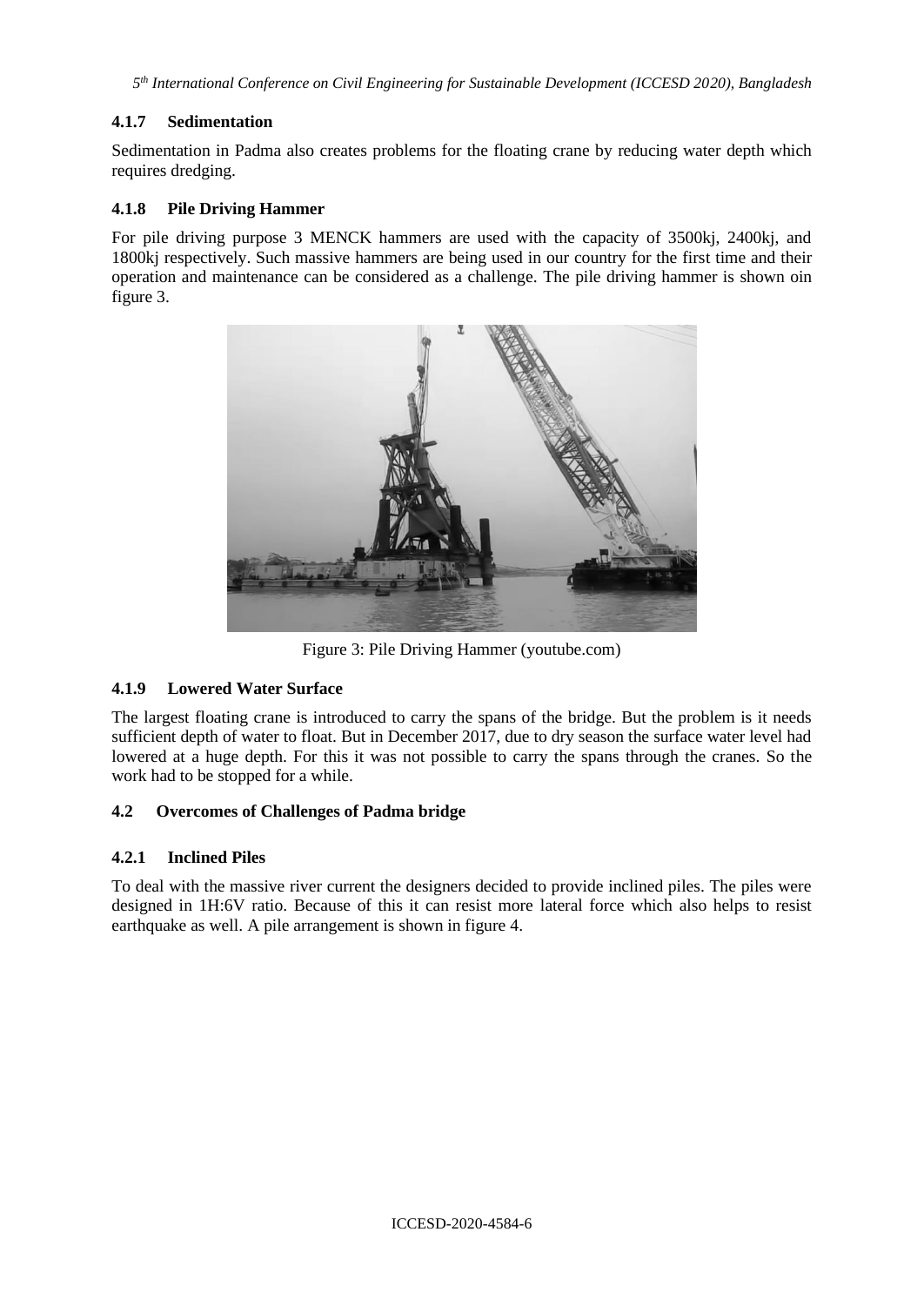#### 4.1.7 Sedimentation

Sedimentation in Padma also creates problems for the floating crane by reducing water depth which requires dredging.

#### 4.1.8 Pile Driving Hammer

For pile driving purpose 3 MENCK hammers are used with the capacity of 3500kj, 2400kj, and 1800kj respectively. Such massive hammers are being used in our country for the first time and their operation and maintenance can be considered as a challenge. The pile driving hammer is shown oin figure 3.

Figure 3: Pile Driving Hammer (youtube.com)

#### 4.1.9 Lowered Water Surface

The largest floating crane is introduced to carry the spans of the bridge. But the problem is it needs sufficient depth of water to float. But in December 2017, due to dry season the surface water level had lowered at a huge depth. For this it was not possible to carry the spans through the cranes. So the work had to be stopped for a while.

### 4.2 Overcomes of Challenges of Padma bridge

#### 4.2.1 Inclined Piles

To deal with the massive river current the designers decided to provide inclined piles. The piles were designed in 1H:6V ratio. Because of this it can resist more lateral force which also helps to resist earthquake as well. A pile arrangement is shown in figure 4.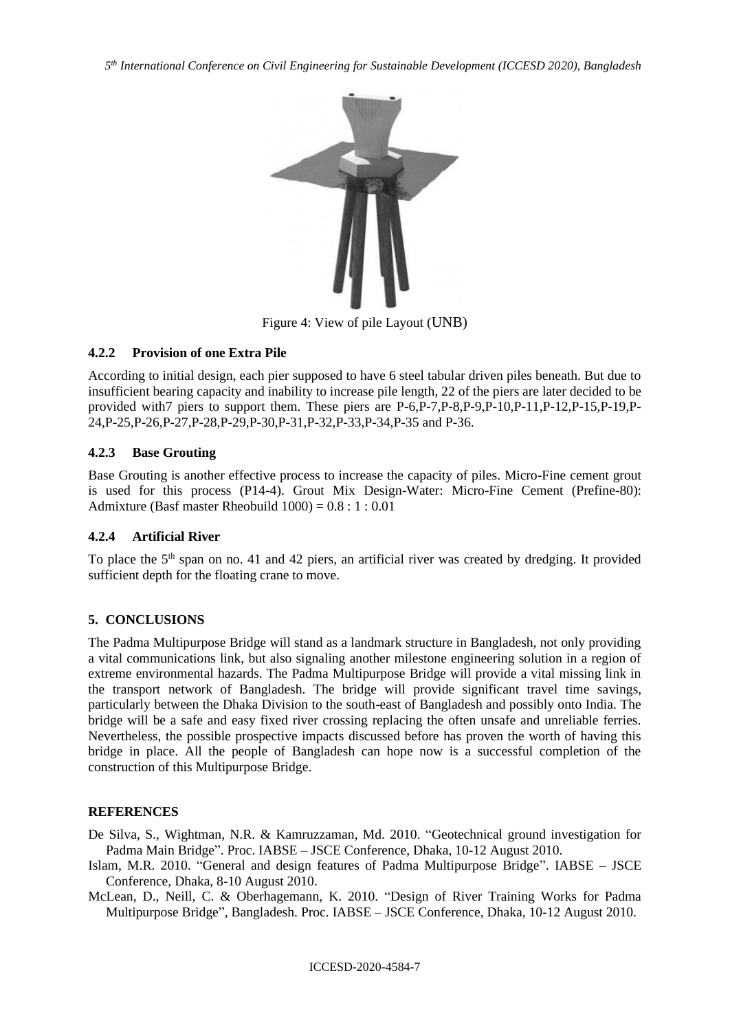Figure 4: View of pile Layout (UNB)

### 4.2.2 Provision of one Extra Pile

According to initial design, each pier supposed to have 6 steel tabular driven piles beneath. But due to insufficient bearing capacity and inability to increase pile length, 22 of the piers are later decided to be provided with7 piers to support them. These piers are P-6,P-7,P-8,P-9,P-10,P-11,P-12,P-15,P-19,P-24,P-25,P-26,P-27,P-28,P-29,P-30,P-31,P-32,P-33,P-34,P-35 and P-36.

### 4.2.3 Base Grouting

Base Grouting is another effective process to increase the capacity of piles. Micro-Fine cement grout is used for this process (P14-4). Grout Mix Design-Water: Micro-Fine Cement (Prefine-80): Admixture (Basf master Rheobuild 1000) = 0.8 : 1 : 0.01

### 4.2.4 Artificial River

To place the 5th span on no. 41 and 42 piers, an artificial river was created by dredging. It provided sufficient depth for the floating crane to move.

## 5. CONCLUSIONS

The Padma Multipurpose Bridge will stand as a landmark structure in Bangladesh, not only providing a vital communications link, but also signaling another milestone engineering solution in a region of extreme environmental hazards. The Padma Multipurpose Bridge will provide a vital missing link in the transport network of Bangladesh. The bridge will provide significant travel time savings, particularly between the Dhaka Division to the south-east of Bangladesh and possibly onto India. The bridge will be a safe and easy fixed river crossing replacing the often unsafe and unreliable ferries. Nevertheless, the possible prospective impacts discussed before has proven the worth of having this bridge in place. All the people of Bangladesh can hope now is a successful completion of the construction of this Multipurpose Bridge.

## REFERENCES

De Silva, S., Wightman, N.R. & Kamruzzaman, Md. 2010. "Geotechnical ground investigation for Padma Main Bridge". Proc. IABSE – JSCE Conference, Dhaka, 10-12 August 2010.

Islam, M.R. 2010. "General and design features of Padma Multipurpose Bridge". IABSE – JSCE Conference, Dhaka, 8-10 August 2010.

McLean, D., Neill, C. & Oberhagemann, K. 2010. "Design of River Training Works for Padma Multipurpose Bridge", Bangladesh. Proc. IABSE – JSCE Conference, Dhaka, 10-12 August 2010.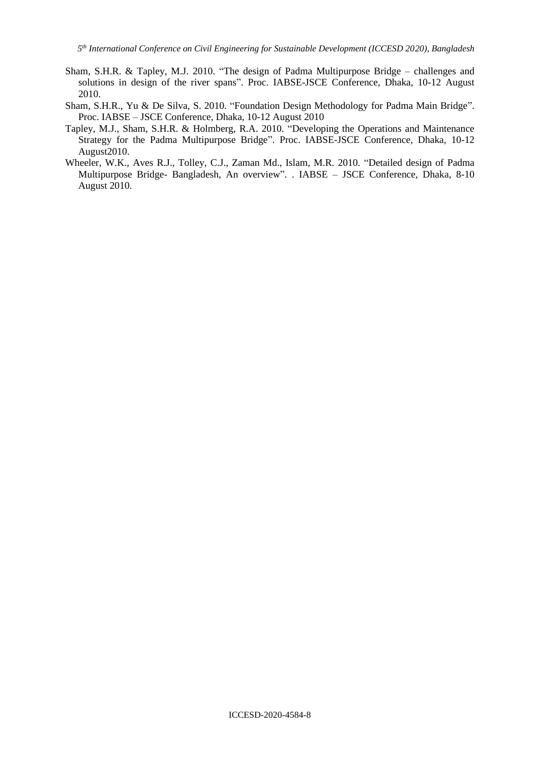Sham, S.H.R. & Tapley, M.J. 2010. "The design of Padma Multipurpose Bridge – challenges and solutions in design of the river spans". Proc. IABSE-JSCE Conference, Dhaka, 10-12 August 2010.

Sham, S.H.R., Yu & De Silva, S. 2010. "Foundation Design Methodology for Padma Main Bridge". Proc. IABSE – JSCE Conference, Dhaka, 10-12 August 2010

Tapley, M.J., Sham, S.H.R. & Holmberg, R.A. 2010. "Developing the Operations and Maintenance Strategy for the Padma Multipurpose Bridge". Proc. IABSE-JSCE Conference, Dhaka, 10-12 August2010.

Wheeler, W.K., Aves R.J., Tolley, C.J., Zaman Md., Islam, M.R. 2010. "Detailed design of Padma Multipurpose Bridge- Bangladesh, An overview". . IABSE – JSCE Conference, Dhaka, 8-10 August 2010.